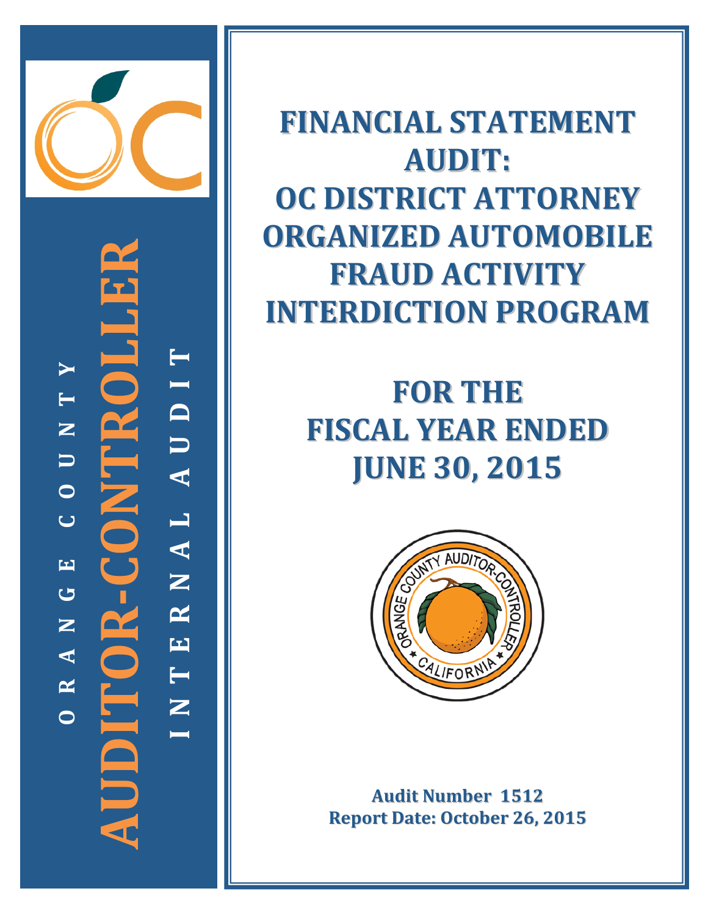ORANGE COUNTY

AUDITOR-CONTROLLER

INTERNAL AUDIT

# FINANCIAL STATEMENT AUDIT: OC DISTRICT ATTORNEY ORGANIZED AUTOMOBILE FRAUD ACTIVITY INTERDICTION PROGRAM

# FOR THE FISCAL YEAR ENDED JUNE 30, 2015

**Audit Number 1512**
**Report Date: October 26, 2015**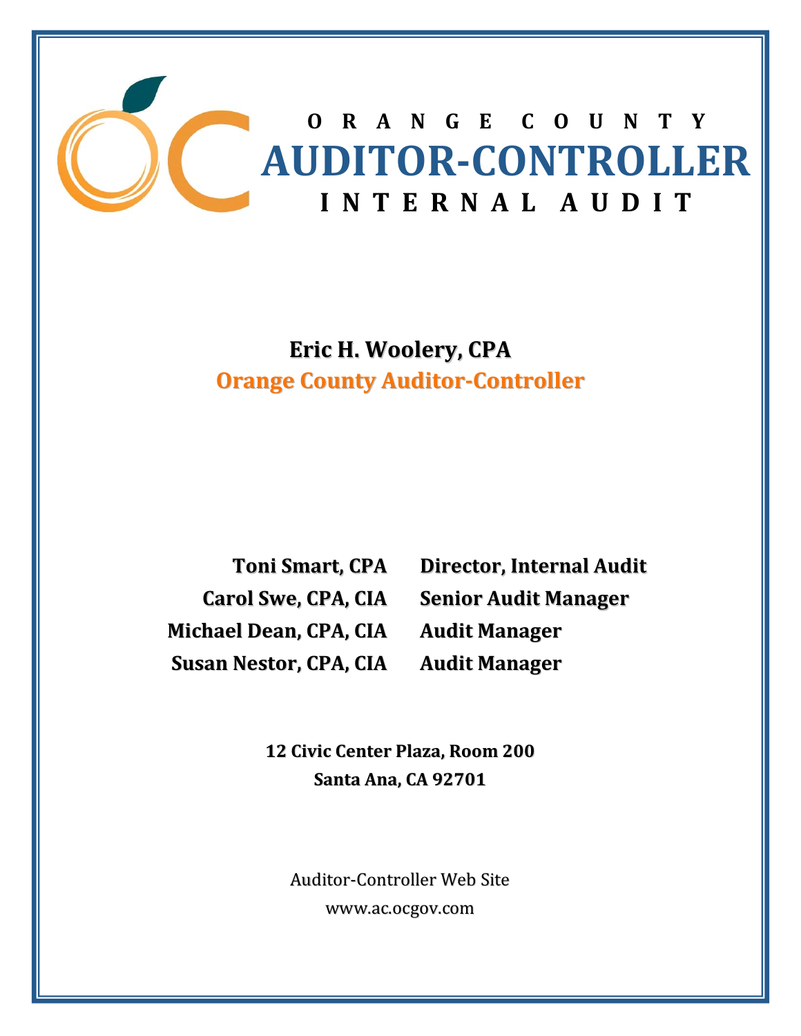# ORANGE COUNTY
# AUDITOR-CONTROLLER
## INTERNAL AUDIT

**Eric H. Woolery, CPA**

**Orange County Auditor-Controller**

| | |
|---|---|
| **Toni Smart, CPA** | **Director, Internal Audit** |
| **Carol Swe, CPA, CIA** | **Senior Audit Manager** |
| **Michael Dean, CPA, CIA** | **Audit Manager** |
| **Susan Nestor, CPA, CIA** | **Audit Manager** |

**12 Civic Center Plaza, Room 200**

**Santa Ana, CA 92701**

Auditor-Controller Web Site

www.ac.ocgov.com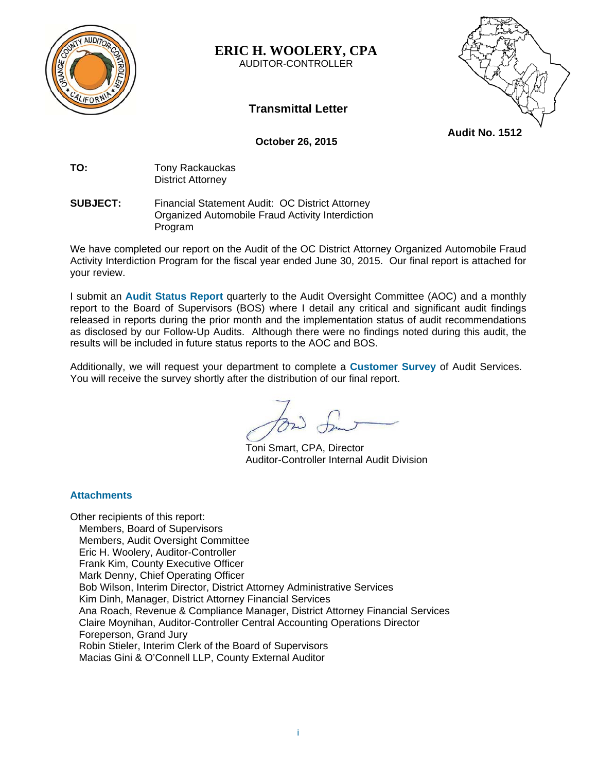**ERIC H. WOOLERY, CPA**
AUDITOR-CONTROLLER

## Transmittal Letter

**Audit No. 1512**

**October 26, 2015**

**TO:** Tony Rackauckas
District Attorney

**SUBJECT:** Financial Statement Audit: OC District Attorney Organized Automobile Fraud Activity Interdiction Program

We have completed our report on the Audit of the OC District Attorney Organized Automobile Fraud Activity Interdiction Program for the fiscal year ended June 30, 2015. Our final report is attached for your review.

I submit an **Audit Status Report** quarterly to the Audit Oversight Committee (AOC) and a monthly report to the Board of Supervisors (BOS) where I detail any critical and significant audit findings released in reports during the prior month and the implementation status of audit recommendations as disclosed by our Follow-Up Audits. Although there were no findings noted during this audit, the results will be included in future status reports to the AOC and BOS.

Additionally, we will request your department to complete a **Customer Survey** of Audit Services. You will receive the survey shortly after the distribution of our final report.

Toni Smart, CPA, Director
Auditor-Controller Internal Audit Division

**Attachments**

Other recipients of this report:
- Members, Board of Supervisors
- Members, Audit Oversight Committee
- Eric H. Woolery, Auditor-Controller
- Frank Kim, County Executive Officer
- Mark Denny, Chief Operating Officer
- Bob Wilson, Interim Director, District Attorney Administrative Services
- Kim Dinh, Manager, District Attorney Financial Services
- Ana Roach, Revenue & Compliance Manager, District Attorney Financial Services
- Claire Moynihan, Auditor-Controller Central Accounting Operations Director
- Foreperson, Grand Jury
- Robin Stieler, Interim Clerk of the Board of Supervisors
- Macias Gini & O'Connell LLP, County External Auditor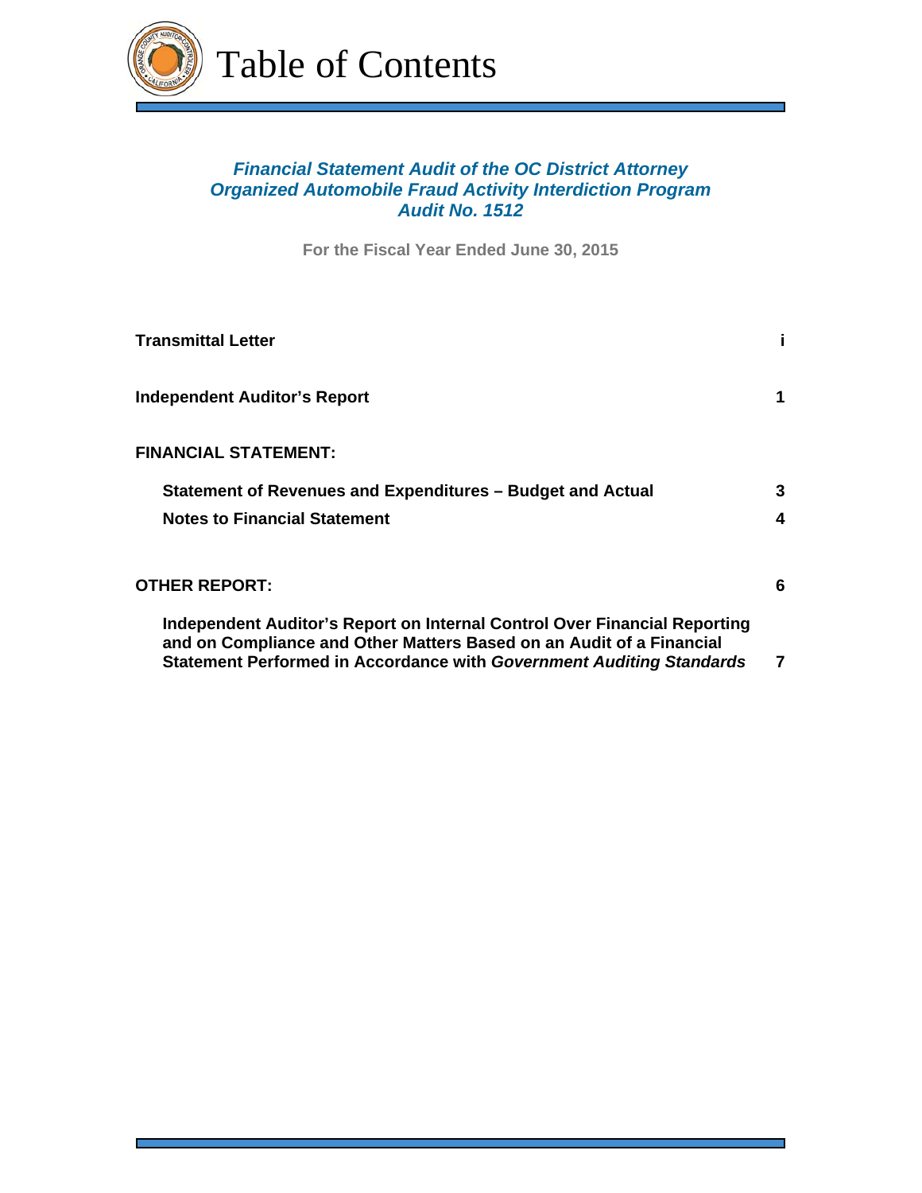# Table of Contents

***Financial Statement Audit of the OC District Attorney***
***Organized Automobile Fraud Activity Interdiction Program***
***Audit No. 1512***

**For the Fiscal Year Ended June 30, 2015**

| | |
|---|---|
| **Transmittal Letter** | **i** |
| **Independent Auditor's Report** | **1** |
| **FINANCIAL STATEMENT:** | |
| **Statement of Revenues and Expenditures – Budget and Actual** | **3** |
| **Notes to Financial Statement** | **4** |
| **OTHER REPORT:** | **6** |
| **Independent Auditor's Report on Internal Control Over Financial Reporting and on Compliance and Other Matters Based on an Audit of a Financial Statement Performed in Accordance with *Government Auditing Standards*** | **7** |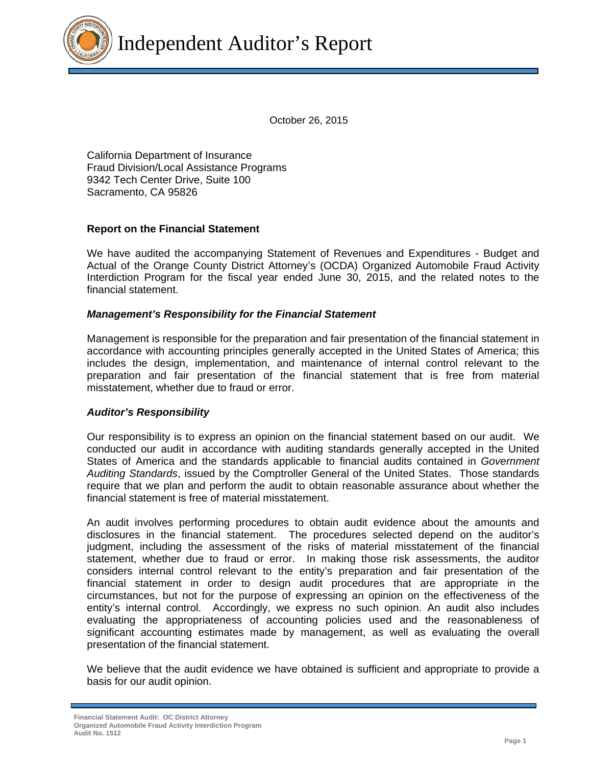# Independent Auditor's Report

October 26, 2015

California Department of Insurance
Fraud Division/Local Assistance Programs
9342 Tech Center Drive, Suite 100
Sacramento, CA 95826

**Report on the Financial Statement**

We have audited the accompanying Statement of Revenues and Expenditures - Budget and Actual of the Orange County District Attorney's (OCDA) Organized Automobile Fraud Activity Interdiction Program for the fiscal year ended June 30, 2015, and the related notes to the financial statement.

***Management's Responsibility for the Financial Statement***

Management is responsible for the preparation and fair presentation of the financial statement in accordance with accounting principles generally accepted in the United States of America; this includes the design, implementation, and maintenance of internal control relevant to the preparation and fair presentation of the financial statement that is free from material misstatement, whether due to fraud or error.

***Auditor's Responsibility***

Our responsibility is to express an opinion on the financial statement based on our audit. We conducted our audit in accordance with auditing standards generally accepted in the United States of America and the standards applicable to financial audits contained in *Government Auditing Standards*, issued by the Comptroller General of the United States. Those standards require that we plan and perform the audit to obtain reasonable assurance about whether the financial statement is free of material misstatement.

An audit involves performing procedures to obtain audit evidence about the amounts and disclosures in the financial statement. The procedures selected depend on the auditor's judgment, including the assessment of the risks of material misstatement of the financial statement, whether due to fraud or error. In making those risk assessments, the auditor considers internal control relevant to the entity's preparation and fair presentation of the financial statement in order to design audit procedures that are appropriate in the circumstances, but not for the purpose of expressing an opinion on the effectiveness of the entity's internal control. Accordingly, we express no such opinion. An audit also includes evaluating the appropriateness of accounting policies used and the reasonableness of significant accounting estimates made by management, as well as evaluating the overall presentation of the financial statement.

We believe that the audit evidence we have obtained is sufficient and appropriate to provide a basis for our audit opinion.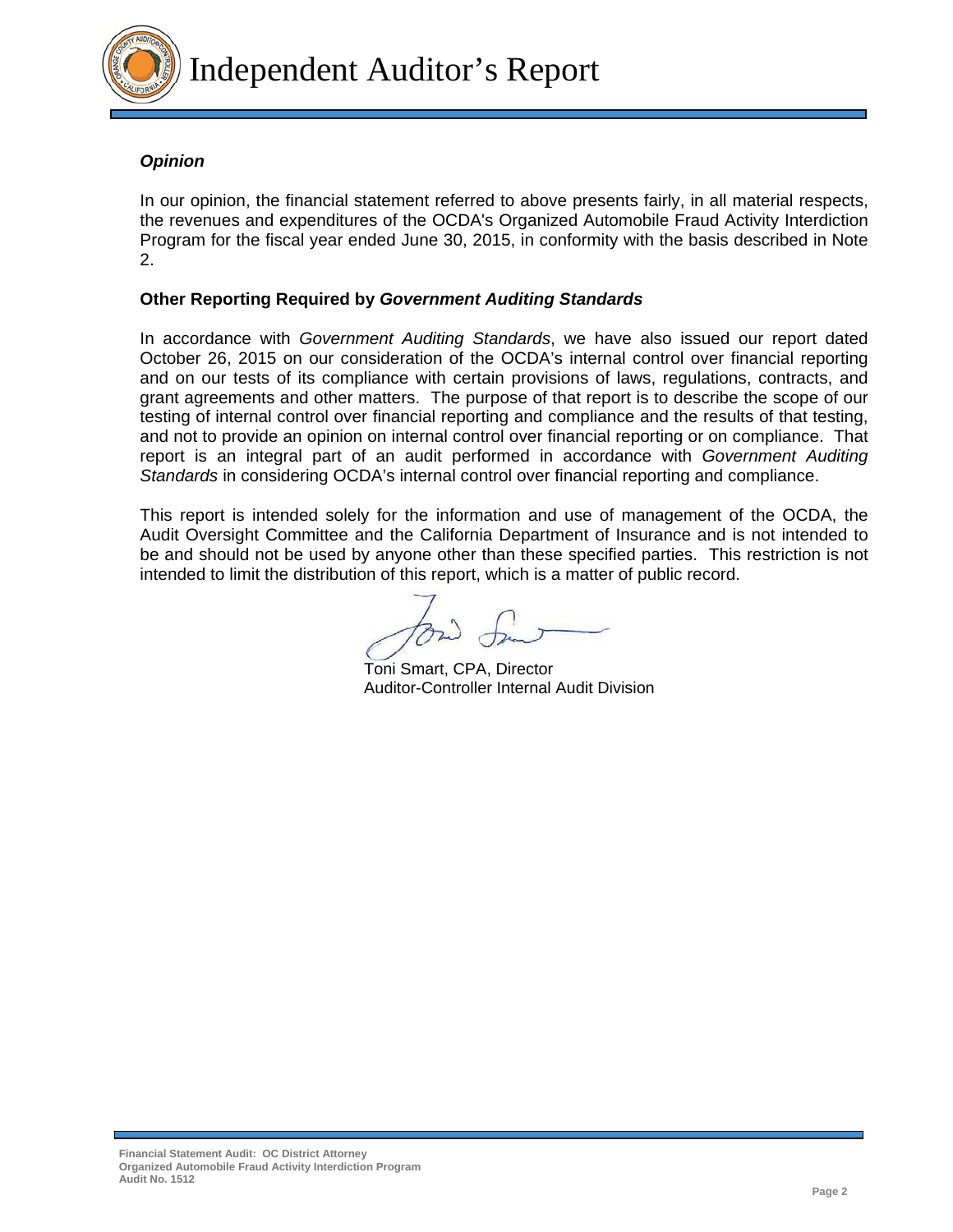# Independent Auditor's Report

***Opinion***

In our opinion, the financial statement referred to above presents fairly, in all material respects, the revenues and expenditures of the OCDA's Organized Automobile Fraud Activity Interdiction Program for the fiscal year ended June 30, 2015, in conformity with the basis described in Note 2.

**Other Reporting Required by *Government Auditing Standards***

In accordance with *Government Auditing Standards*, we have also issued our report dated October 26, 2015 on our consideration of the OCDA's internal control over financial reporting and on our tests of its compliance with certain provisions of laws, regulations, contracts, and grant agreements and other matters. The purpose of that report is to describe the scope of our testing of internal control over financial reporting and compliance and the results of that testing, and not to provide an opinion on internal control over financial reporting or on compliance. That report is an integral part of an audit performed in accordance with *Government Auditing Standards* in considering OCDA's internal control over financial reporting and compliance.

This report is intended solely for the information and use of management of the OCDA, the Audit Oversight Committee and the California Department of Insurance and is not intended to be and should not be used by anyone other than these specified parties. This restriction is not intended to limit the distribution of this report, which is a matter of public record.

Toni Smart, CPA, Director
Auditor-Controller Internal Audit Division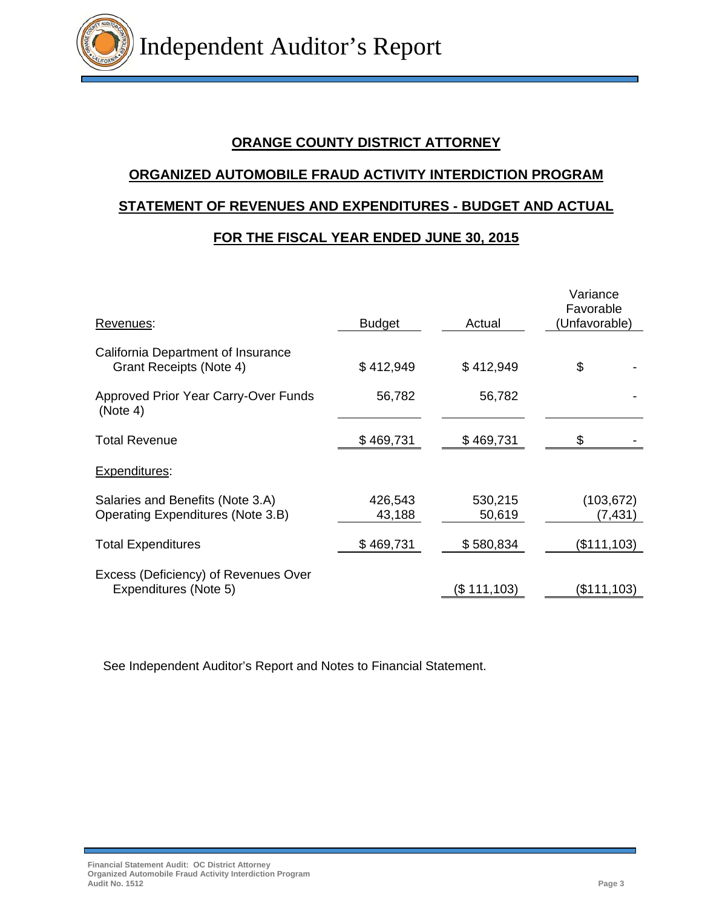# Independent Auditor's Report

## ORANGE COUNTY DISTRICT ATTORNEY

## ORGANIZED AUTOMOBILE FRAUD ACTIVITY INTERDICTION PROGRAM

## STATEMENT OF REVENUES AND EXPENDITURES - BUDGET AND ACTUAL

## FOR THE FISCAL YEAR ENDED JUNE 30, 2015

| Revenues: | Budget | Actual | Variance Favorable (Unfavorable) |
|---|---|---|---|
| California Department of Insurance Grant Receipts (Note 4) | $ 412,949 | $ 412,949 | $ - |
| Approved Prior Year Carry-Over Funds (Note 4) | 56,782 | 56,782 | - |
| Total Revenue | $ 469,731 | $ 469,731 | $ - |
| Expenditures: | | | |
| Salaries and Benefits (Note 3.A) | 426,543 | 530,215 | (103,672) |
| Operating Expenditures (Note 3.B) | 43,188 | 50,619 | (7,431) |
| Total Expenditures | $ 469,731 | $ 580,834 | ($111,103) |
| Excess (Deficiency) of Revenues Over Expenditures (Note 5) | | ($ 111,103) | ($111,103) |

See Independent Auditor's Report and Notes to Financial Statement.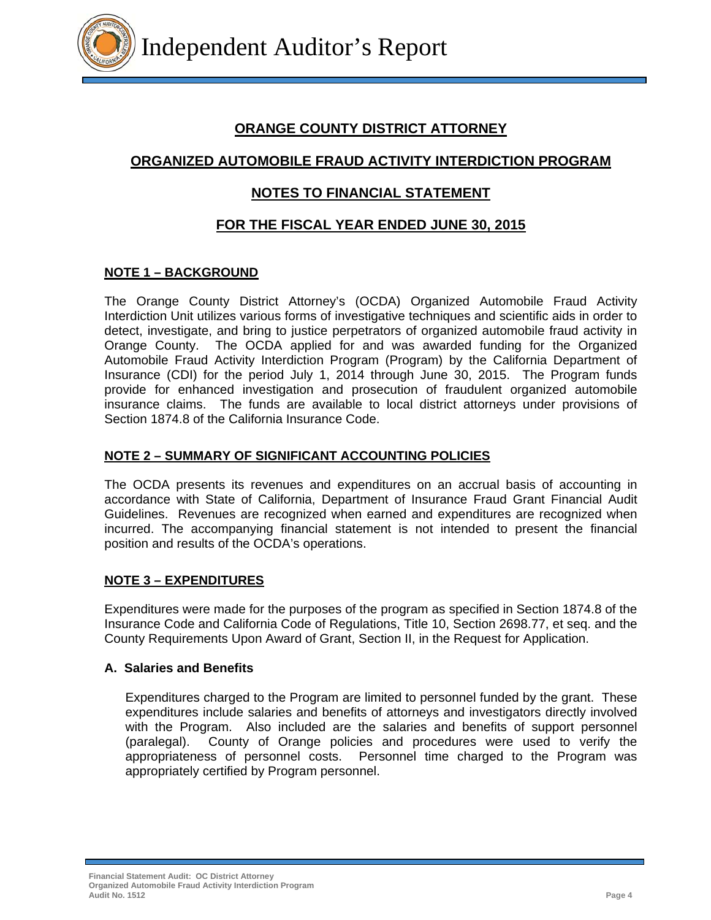# ORANGE COUNTY DISTRICT ATTORNEY

## ORGANIZED AUTOMOBILE FRAUD ACTIVITY INTERDICTION PROGRAM

## NOTES TO FINANCIAL STATEMENT

## FOR THE FISCAL YEAR ENDED JUNE 30, 2015

### NOTE 1 – BACKGROUND

The Orange County District Attorney's (OCDA) Organized Automobile Fraud Activity Interdiction Unit utilizes various forms of investigative techniques and scientific aids in order to detect, investigate, and bring to justice perpetrators of organized automobile fraud activity in Orange County. The OCDA applied for and was awarded funding for the Organized Automobile Fraud Activity Interdiction Program (Program) by the California Department of Insurance (CDI) for the period July 1, 2014 through June 30, 2015. The Program funds provide for enhanced investigation and prosecution of fraudulent organized automobile insurance claims. The funds are available to local district attorneys under provisions of Section 1874.8 of the California Insurance Code.

### NOTE 2 – SUMMARY OF SIGNIFICANT ACCOUNTING POLICIES

The OCDA presents its revenues and expenditures on an accrual basis of accounting in accordance with State of California, Department of Insurance Fraud Grant Financial Audit Guidelines. Revenues are recognized when earned and expenditures are recognized when incurred. The accompanying financial statement is not intended to present the financial position and results of the OCDA's operations.

### NOTE 3 – EXPENDITURES

Expenditures were made for the purposes of the program as specified in Section 1874.8 of the Insurance Code and California Code of Regulations, Title 10, Section 2698.77, et seq. and the County Requirements Upon Award of Grant, Section II, in the Request for Application.

**A. Salaries and Benefits**

Expenditures charged to the Program are limited to personnel funded by the grant. These expenditures include salaries and benefits of attorneys and investigators directly involved with the Program. Also included are the salaries and benefits of support personnel (paralegal). County of Orange policies and procedures were used to verify the appropriateness of personnel costs. Personnel time charged to the Program was appropriately certified by Program personnel.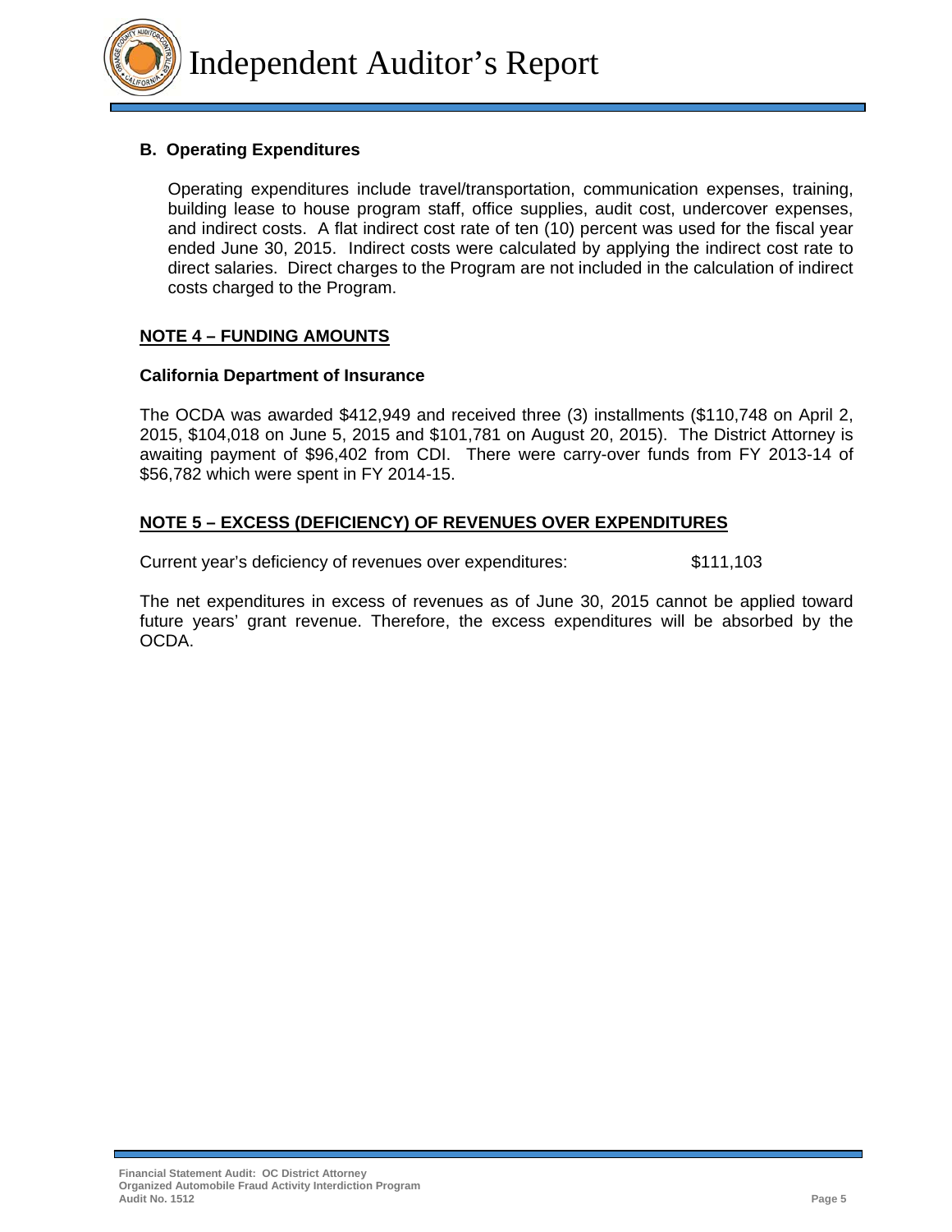### B. Operating Expenditures

Operating expenditures include travel/transportation, communication expenses, training, building lease to house program staff, office supplies, audit cost, undercover expenses, and indirect costs. A flat indirect cost rate of ten (10) percent was used for the fiscal year ended June 30, 2015. Indirect costs were calculated by applying the indirect cost rate to direct salaries. Direct charges to the Program are not included in the calculation of indirect costs charged to the Program.

## NOTE 4 – FUNDING AMOUNTS

### California Department of Insurance

The OCDA was awarded $412,949 and received three (3) installments ($110,748 on April 2, 2015, $104,018 on June 5, 2015 and $101,781 on August 20, 2015). The District Attorney is awaiting payment of $96,402 from CDI. There were carry-over funds from FY 2013-14 of $56,782 which were spent in FY 2014-15.

## NOTE 5 – EXCESS (DEFICIENCY) OF REVENUES OVER EXPENDITURES

Current year's deficiency of revenues over expenditures: $111,103

The net expenditures in excess of revenues as of June 30, 2015 cannot be applied toward future years' grant revenue. Therefore, the excess expenditures will be absorbed by the OCDA.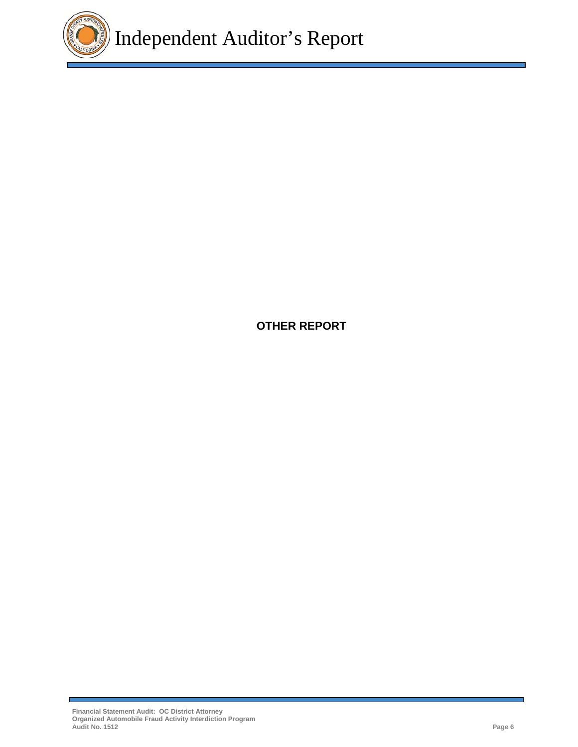**OTHER REPORT**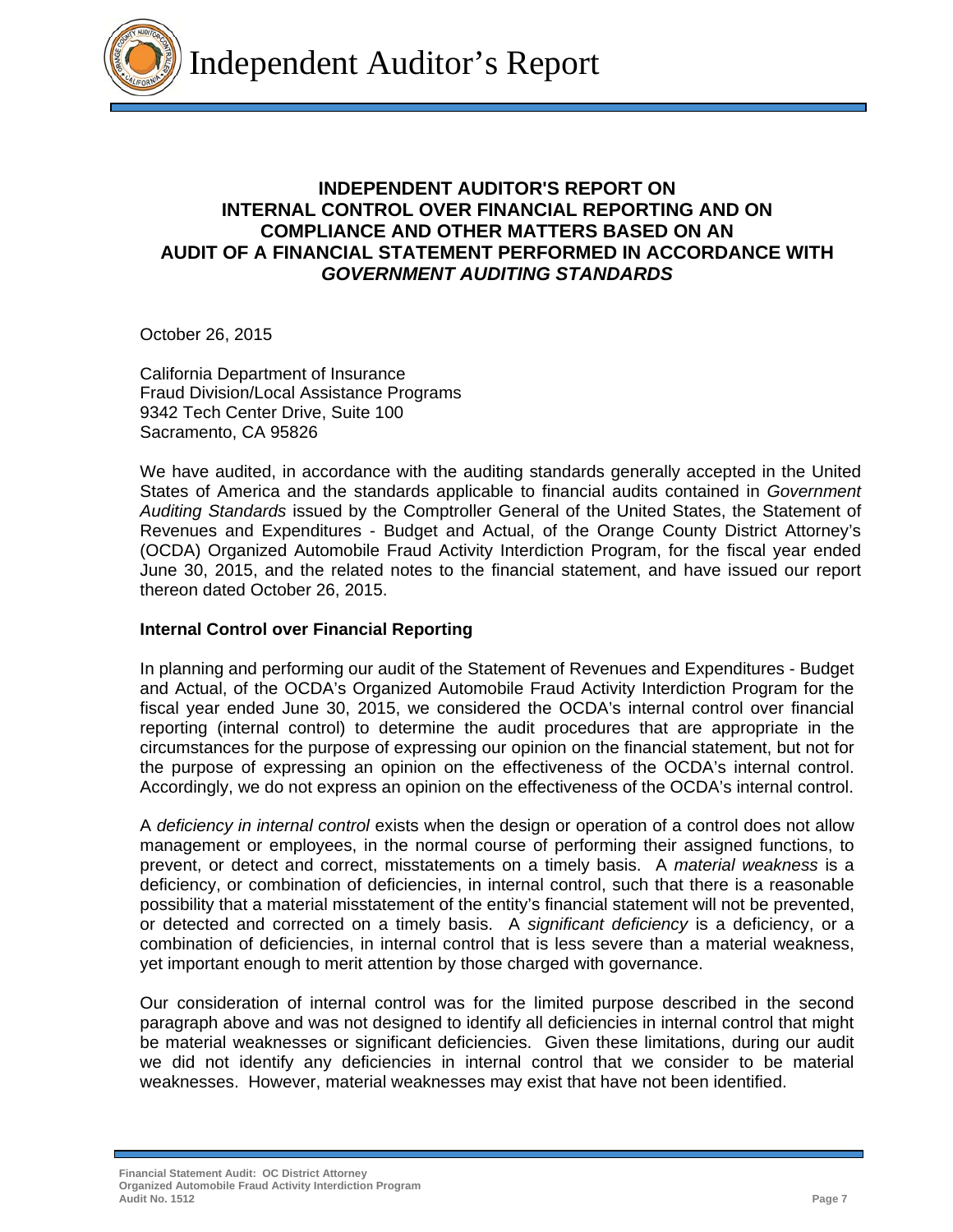# Independent Auditor's Report

## INDEPENDENT AUDITOR'S REPORT ON INTERNAL CONTROL OVER FINANCIAL REPORTING AND ON COMPLIANCE AND OTHER MATTERS BASED ON AN AUDIT OF A FINANCIAL STATEMENT PERFORMED IN ACCORDANCE WITH *GOVERNMENT AUDITING STANDARDS*

October 26, 2015

California Department of Insurance
Fraud Division/Local Assistance Programs
9342 Tech Center Drive, Suite 100
Sacramento, CA 95826

We have audited, in accordance with the auditing standards generally accepted in the United States of America and the standards applicable to financial audits contained in *Government Auditing Standards* issued by the Comptroller General of the United States, the Statement of Revenues and Expenditures - Budget and Actual, of the Orange County District Attorney's (OCDA) Organized Automobile Fraud Activity Interdiction Program, for the fiscal year ended June 30, 2015, and the related notes to the financial statement, and have issued our report thereon dated October 26, 2015.

**Internal Control over Financial Reporting**

In planning and performing our audit of the Statement of Revenues and Expenditures - Budget and Actual, of the OCDA's Organized Automobile Fraud Activity Interdiction Program for the fiscal year ended June 30, 2015, we considered the OCDA's internal control over financial reporting (internal control) to determine the audit procedures that are appropriate in the circumstances for the purpose of expressing our opinion on the financial statement, but not for the purpose of expressing an opinion on the effectiveness of the OCDA's internal control. Accordingly, we do not express an opinion on the effectiveness of the OCDA's internal control.

A *deficiency in internal control* exists when the design or operation of a control does not allow management or employees, in the normal course of performing their assigned functions, to prevent, or detect and correct, misstatements on a timely basis. A *material weakness* is a deficiency, or combination of deficiencies, in internal control, such that there is a reasonable possibility that a material misstatement of the entity's financial statement will not be prevented, or detected and corrected on a timely basis. A *significant deficiency* is a deficiency, or a combination of deficiencies, in internal control that is less severe than a material weakness, yet important enough to merit attention by those charged with governance.

Our consideration of internal control was for the limited purpose described in the second paragraph above and was not designed to identify all deficiencies in internal control that might be material weaknesses or significant deficiencies. Given these limitations, during our audit we did not identify any deficiencies in internal control that we consider to be material weaknesses. However, material weaknesses may exist that have not been identified.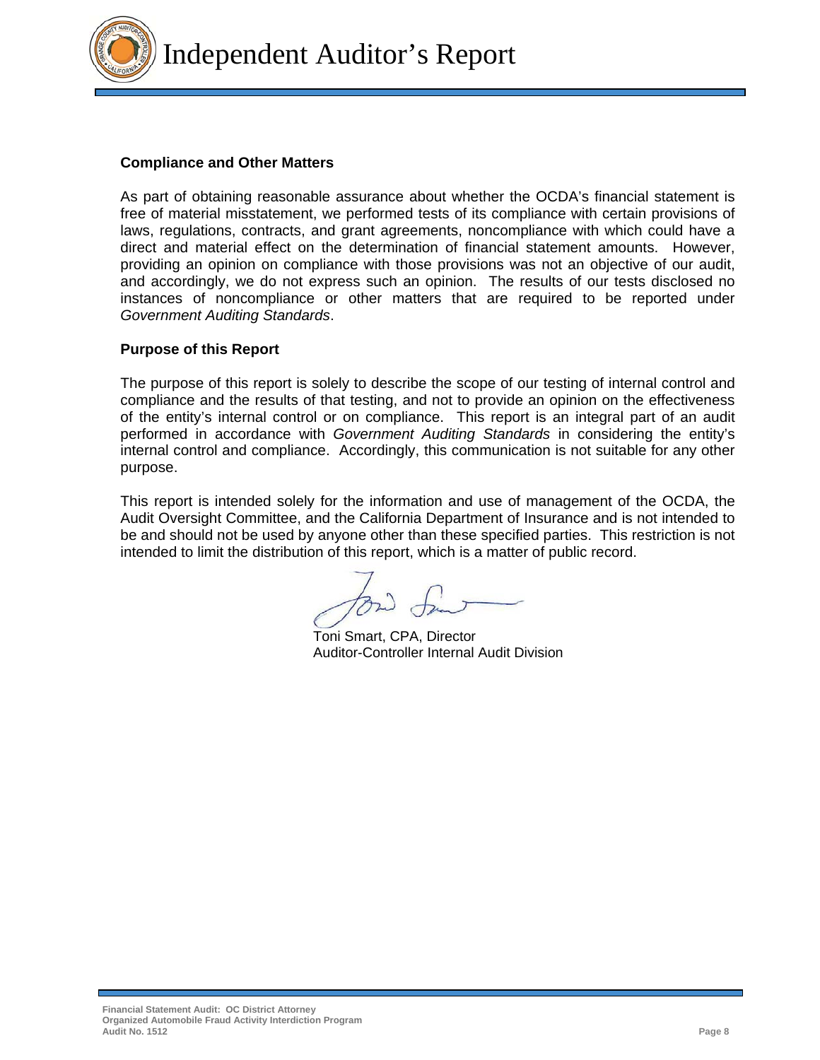# Independent Auditor's Report

### Compliance and Other Matters

As part of obtaining reasonable assurance about whether the OCDA's financial statement is free of material misstatement, we performed tests of its compliance with certain provisions of laws, regulations, contracts, and grant agreements, noncompliance with which could have a direct and material effect on the determination of financial statement amounts. However, providing an opinion on compliance with those provisions was not an objective of our audit, and accordingly, we do not express such an opinion. The results of our tests disclosed no instances of noncompliance or other matters that are required to be reported under *Government Auditing Standards*.

### Purpose of this Report

The purpose of this report is solely to describe the scope of our testing of internal control and compliance and the results of that testing, and not to provide an opinion on the effectiveness of the entity's internal control or on compliance. This report is an integral part of an audit performed in accordance with *Government Auditing Standards* in considering the entity's internal control and compliance. Accordingly, this communication is not suitable for any other purpose.

This report is intended solely for the information and use of management of the OCDA, the Audit Oversight Committee, and the California Department of Insurance and is not intended to be and should not be used by anyone other than these specified parties. This restriction is not intended to limit the distribution of this report, which is a matter of public record.

Toni Smart, CPA, Director
Auditor-Controller Internal Audit Division